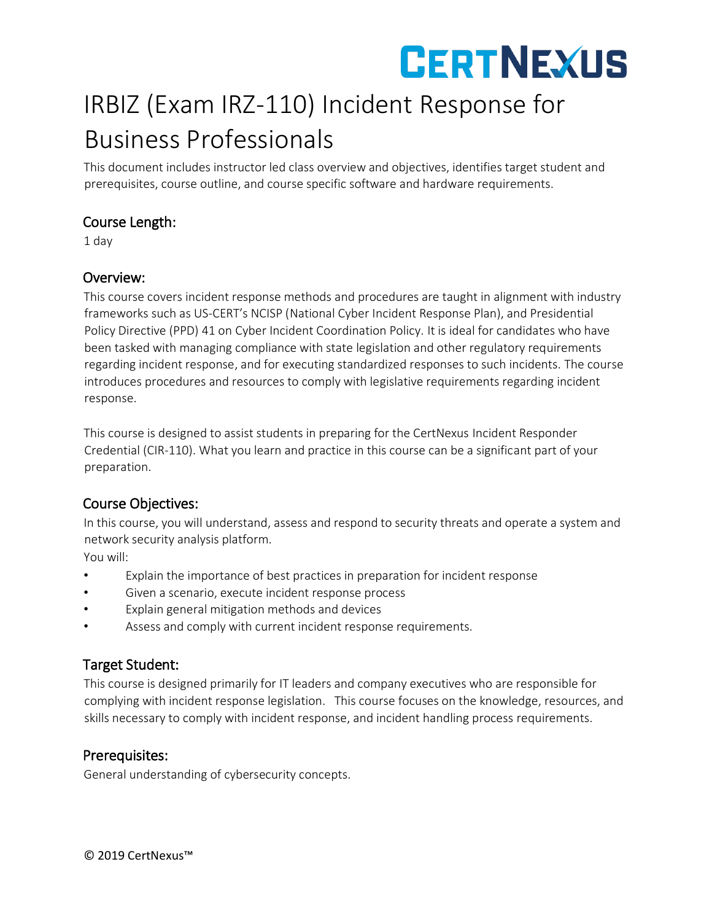CERTNEXUS

# IRBIZ (Exam IRZ-110) Incident Response for Business Professionals

This document includes instructor led class overview and objectives, identifies target student and prerequisites, course outline, and course specific software and hardware requirements.

## Course Length:

1 day

## Overview:

This course covers incident response methods and procedures are taught in alignment with industry frameworks such as US-CERT's NCISP (National Cyber Incident Response Plan), and Presidential Policy Directive (PPD) 41 on Cyber Incident Coordination Policy. It is ideal for candidates who have been tasked with managing compliance with state legislation and other regulatory requirements regarding incident response, and for executing standardized responses to such incidents. The course introduces procedures and resources to comply with legislative requirements regarding incident response.

This course is designed to assist students in preparing for the CertNexus Incident Responder Credential (CIR-110). What you learn and practice in this course can be a significant part of your preparation.

## Course Objectives:

In this course, you will understand, assess and respond to security threats and operate a system and network security analysis platform.

You will:

- Explain the importance of best practices in preparation for incident response
- Given a scenario, execute incident response process
- Explain general mitigation methods and devices
- Assess and comply with current incident response requirements.

## Target Student:

This course is designed primarily for IT leaders and company executives who are responsible for complying with incident response legislation. This course focuses on the knowledge, resources, and skills necessary to comply with incident response, and incident handling process requirements.

## Prerequisites:

General understanding of cybersecurity concepts.

© 2019 CertNexus™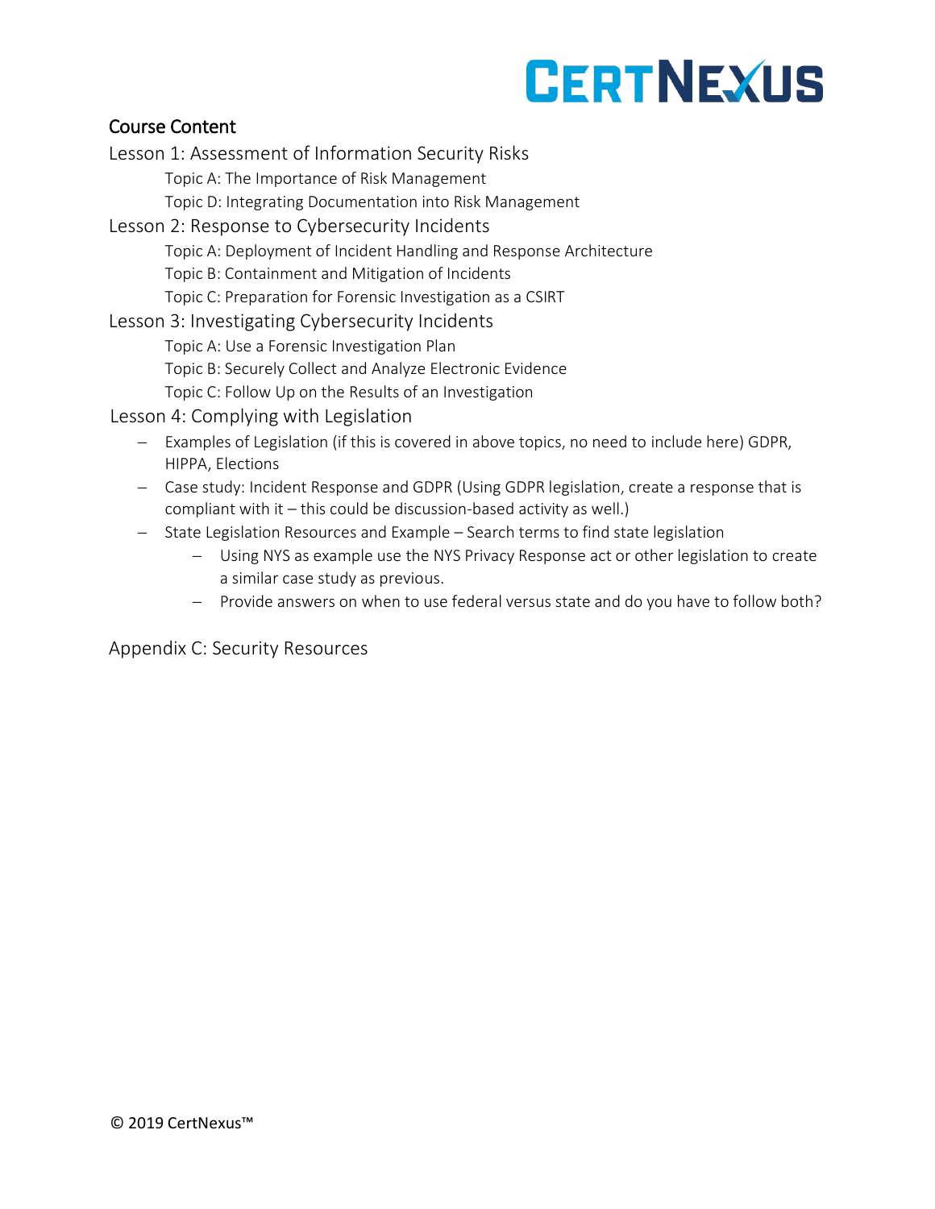## Course Content

### Lesson 1: Assessment of Information Security Risks

- Topic A: The Importance of Risk Management
- Topic D: Integrating Documentation into Risk Management

### Lesson 2: Response to Cybersecurity Incidents

- Topic A: Deployment of Incident Handling and Response Architecture
- Topic B: Containment and Mitigation of Incidents
- Topic C: Preparation for Forensic Investigation as a CSIRT

### Lesson 3: Investigating Cybersecurity Incidents

- Topic A: Use a Forensic Investigation Plan
- Topic B: Securely Collect and Analyze Electronic Evidence
- Topic C: Follow Up on the Results of an Investigation

### Lesson 4: Complying with Legislation

- Examples of Legislation (if this is covered in above topics, no need to include here) GDPR, HIPPA, Elections
- Case study: Incident Response and GDPR (Using GDPR legislation, create a response that is compliant with it – this could be discussion-based activity as well.)
- State Legislation Resources and Example – Search terms to find state legislation
  - Using NYS as example use the NYS Privacy Response act or other legislation to create a similar case study as previous.
  - Provide answers on when to use federal versus state and do you have to follow both?

### Appendix C: Security Resources

© 2019 CertNexus™